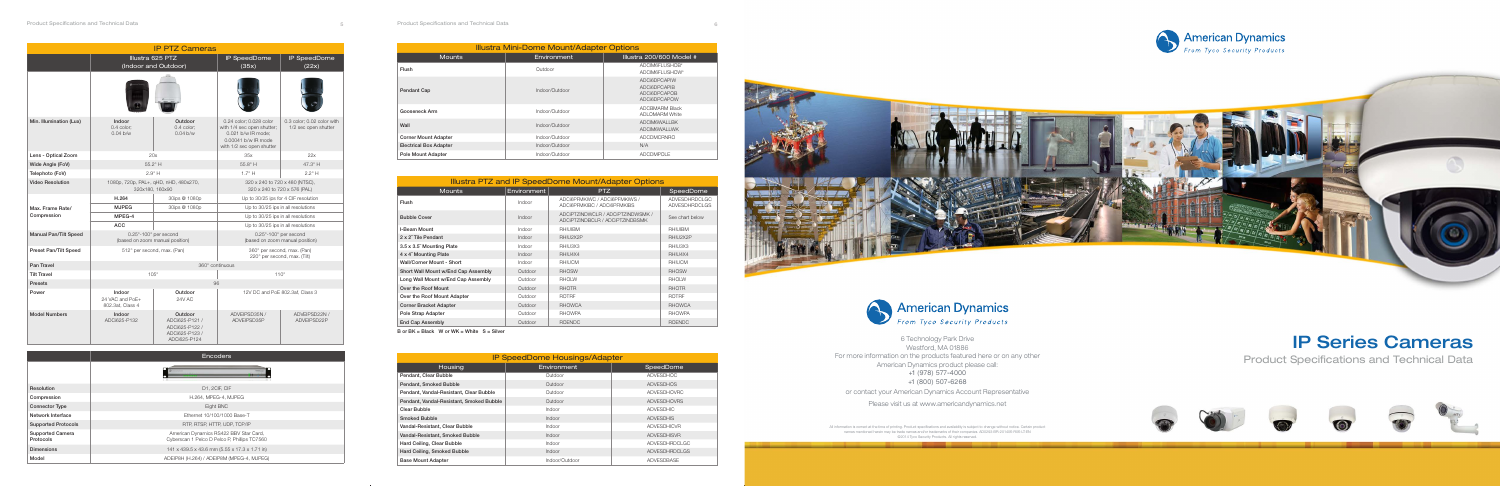## IP PTZ Cameras

| | Illustra 625 PTZ (Indoor and Outdoor) | | IP SpeedDome (35x) | IP SpeedDome (22x) |
|---|---|---|---|---|
| Min. Illumination (Lux) | Indoor 0.4 color; 0.04 b/w | Outdoor 0.4 color; 0.04 b/w | 0.24 color; 0.026 color with 1/4 sec open shutter; 0.001 b/w IR mode; 0.00041 b/w IR mode with 1/2 sec open shutter | 0.3 color; 0.02 color with 1/2 sec open shutter |
| Lens - Optical Zoom | 20x | | 35x | 22x |
| Wide Angle (FoV) | 55.2° H | | 55.8° H | 47.3° H |
| Telephoto (FoV) | 2.9° H | | 1.7° H | 2.2° H |
| Video Resolution | 1080p, 720p, PAL+ (pH), nHD, 480x270, 320x180, 160x90 | | 320 x 240 to 720 x 480 (NTSC), 320 x 240 to 720 x 576 (PAL) | |
| Max. Frame Rate/ Compression | H.264 | 30ips @ 1080p | Up to 30/25 ips for 4 CIF resolution | |
| | MJPEG | 30ips @ 1080p | Up to 30/25 ips in all resolutions | |
| | MPEG-4 | | Up to 30/25 ips in all resolutions | |
| | ACC | | Up to 30/25 ips in all resolutions | |
| Manual Pan/Tilt Speed | 0.25°–100° per second (based on zoom manual position) | | 0.25°–100° per second (based on zoom manual position) | |
| Preset Pan/Tilt Speed | 512° per second, max. (Pan) | | 360° per second, max. (Pan) 220° per second, max. (Tilt) | |
| Pan Travel | 360° continuous | | | |
| Tilt Travel | 105° | | 110° | |
| Presets | 96 | | | |
| Power | Indoor 24 VAC and PoE+ 802.3at, Class 4 | Outdoor 24V AC | 12V DC and PoE 802.3af, Class 3 | |
| Model Numbers | Indoor ADCi625-P132 | Outdoor ADCi625-P121 / ADCi625-P122 / ADCi625-P123 / ADCi625-P124 | ADVEIPSD35N / ADVEIPSD35P | ADVEIPSD22N / ADVEIPSD22P |

## Encoders

| | |
|---|---|
| Resolution | D1, 2CIF, CIF |
| Compression | H.264, MPEG-4, MJPEG |
| Connector Type | Eight BNC |
| Network Interface | Ethernet 10/100/1000 Base-T |
| Supported Protocols | RTP, RTSP, HTTP, UDP, TCP/IP |
| Supported Camera Protocols | American Dynamics RS422 SBV Star Card, Cyberscan 1 Pelco D Pelco P, Philips TC7560 |
| Dimensions | 1H x 409.5 x 43.6 mm (5.55 x 17.2 x 1.7 in) |
| Model | ADEIP8H (H.264) / ADEIP8M (MPEG-4, MJPEG) |

## Illustra Mini-Dome Mount/Adapter Options

| Mounts | Environment | Illustra 200/600 Model # |
|---|---|---|
| Flush | Outdoor | ADCIMIFLUSHDIP ADCIMIFLUSHDW |
| Pendant Cap | Indoor/Outdoor | ADCi6DPCAPW ADCi6DPCAPB ADCi6DPCAPOB ADCi6DPCAPOW |
| Gooseneck Arm | Indoor/Outdoor | ADCi6MARM Black, ADLCMARM White |
| Wall | Indoor/Outdoor | ADCiMIWALLBK ADCiMIWALLWK |
| Corner Mount Adapter | Indoor/Outdoor | ADCCMDNRO |
| Electrical Box Adapter | Indoor/Outdoor | N/A |
| Pole Mount Adapter | Indoor/Outdoor | ADCDMPOLE |

## Illustra PTZ and IP SpeedDome Mount/Adapter Options

| Mounts | Environment | PTZ | SpeedDome |
|---|---|---|---|
| Flush | Indoor | ADCi6PFMIKWC / ADCi6PFMIKWS / ADCi6PFMIKBC / ADCi6PFMIKBS | ADVESDHIFDCLGC ADVESDHIFDCLGS |
| Bubble Cover | Indoor | ADCiPTZINDWCLR / ADCiPTZINDWSMK / ADCiPTZINDBCLR / ADCiPTZINDBSMK | See chart below |
| I-Beam Mount | Indoor | RHLIBM | RHLIBM |
| 2 x 2' Tile Pendant | Indoor | RHLSX2P | RHLSX2P |
| 3.5 x 3.5' Mounting Plate | Indoor | RHLUX3 | RHLUX3 |
| 4 x 4' Mounting Plate | Indoor | RHLX4X4 | RHLX4X4 |
| Wall/Corner Mount - Short | Indoor | RHLICM | RHLICM |
| Short Wall Mount w/End Cap Assembly | Outdoor | RHOSW | RHOSW |
| Long Wall Mount w/End Cap Assembly | Outdoor | RHOLW | RHOLW |
| Over the Roof Mount | Outdoor | RHOTR | RHOTR |
| Over the Roof Mount Adapter | Outdoor | RDTRF | RDTRF |
| Corner Bracket Adapter | Outdoor | RHOWCA | RHOWCA |
| Pole Strap Adapter | Outdoor | RHOWPA | RHOWPA |
| End Cap Assembly | Outdoor | RDENDC | RDENDC |

B or BK = Black W or WK = White S = Silver

## IP SpeedDome Housings/Adapter

| Housing | Environment | SpeedDome |
|---|---|---|
| Pendant, Clear Bubble | Outdoor | ADVESDHOC |
| Pendant, Smoked Bubble | Outdoor | ADVESDHOS |
| Pendant, Vandal-Resistant, Clear Bubble | Outdoor | ADVESDHOVRC |
| Pendant, Vandal-Resistant, Smoked Bubble | Outdoor | ADVESDHOVRS |
| Clear Bubble | Indoor | ADVESDHIC |
| Smoked Bubble | Indoor | ADVESDHIS |
| Vandal-Resistant, Clear Bubble | Indoor | ADVESDHIVRC |
| Vandal-Resistant, Smoked Bubble | Indoor | ADVESDHIVRS |
| Hard Ceiling, Clear Bubble | Indoor | ADVESDHIRDCLGC |
| Hard Ceiling, Smoked Bubble | Indoor | ADVESDHIRDCLGS |
| Base Mount Adapter | Indoor/Outdoor | ADVESDBASE |

American Dynamics
From Tyco Security Products

6 Technology Park Drive
Westford, MA 01886
For more information on the products featured here or on any other American Dynamics product please call:
+1 (978) 577-4000
+1 (800) 507-6268
or contact your American Dynamics Account Representative

Please visit us at www.americandynamics.net

All information is correct at the time of printing. Product specifications and availability is subject to change without notice. Certain product names mentioned herein may be trade names and/or trademarks of their companies. ©2013 Tyco Security Products. All rights reserved.

# IP Series Cameras

Product Specifications and Technical Data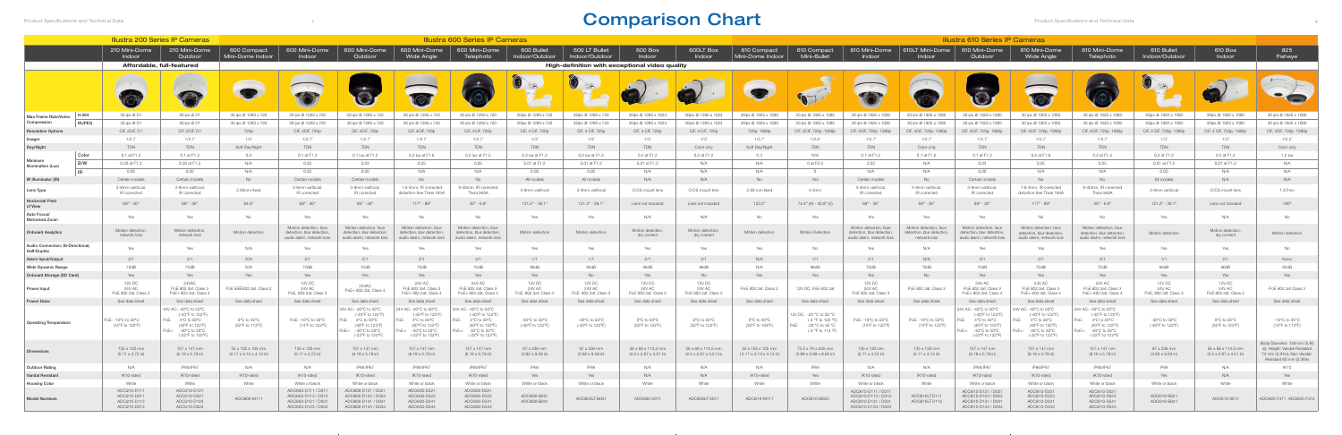# Comparison Chart

| | | Illustra 200 Series IP Cameras | | Illustra 600 Series IP Cameras | | | | | | | | | Illustra 610 Series IP Cameras | | | | | | | | | |
|---|---|---|---|---|---|---|---|---|---|---|---|---|---|---|---|---|---|---|---|---|---|---|
| | | 210 Mini-Dome Indoor | 210 Mini-Dome Outdoor | 600 Compact Mini-Dome Indoor | 600 Mini-Dome Indoor | 600 Mini-Dome Outdoor | 600 Mini-Dome Wide Angle | 600 Mini-Dome Telephoto | 600 Bullet Indoor/Outdoor | 600 LT Bullet Indoor/Outdoor | 600 Box Indoor | 600LT Box Indoor | 610 Compact Mini-Dome Indoor | 610 Compact Mini-Bullet | 610 Mini-Dome Indoor | 610LT Mini-Dome Indoor | 610 Mini-Dome Outdoor | 610 Mini-Dome Wide Angle | 610 Mini-Dome Telephoto | 610 Bullet Indoor/Outdoor | 610 Box Indoor | 825 Fisheye |
| | | Affordable, full-featured | | High-definition with exceptional video quality | | | | | | | | | | | | | | | | | | |
| Max Frame Rate/Video Compression | H.264 | 30 ips @ D1 | 30 ips @ D1 | 30 ips @ 1280 x 720 | 30 ips @ 1280 x 720 | 30 ips @ 1280 x 720 | 30 ips @ 1280 x 720 | 30 ips @ 1280 x 720 | 30ips @ 1280 x 720 | 30ips @ 1280 x 720 | 30ips @ 1280 x 1024 | 30ips @ 1280 x 1024 | 30 ips @ 1920 x 1080 | 30 ips @ 1920 x 1080 | 30 ips @ 1920 x 1080 | 30 ips @ 1920 x 1080 | 30 ips @ 1920 x 1080 | 30 ips @ 1920 x 1080 | 30 ips @ 1920 x 1080 | 30ips @ 1920 x 1080 | 30ips @ 1920 x 1080 | 30 ips @ 1920 x 1080 |
| | MJPEG | 30 ips @ D1 | 30 ips @ D1 | 30 ips @ 1280 x 720 | 30 ips @ 1280 x 720 | 30 ips @ 1280 x 720 | 30 ips @ 1280 x 720 | 30 ips @ 1280 x 720 | 30ips @ 1280 x 720 | 30ips @ 1280 x 720 | 30ips @ 1280 x 1024 | 30ips @ 1280 x 1024 | 30 ips @ 1920 x 1080 | 30 ips @ 1920 x 1080 | 30 ips @ 1920 x 1080 | 30 ips @ 1920 x 1080 | 30 ips @ 1920 x 1080 | 30 ips @ 1920 x 1080 | 30 ips @ 1920 x 1080 | 30ips @ 1920 x 1080 | 30ips @ 1920 x 1080 | 30 ips @ 1920 x 1080 |
| Resolution Options | | CIF, 2CIF, D1 | CIF, 2CIF, D1 | 720p | CIF, 4CIF, 720p | CIF, 4CIF, 720p | CIF, 4CIF, 720p | CIF, 4CIF, 720p | CIF, 4 CIF, 720p | CIF, 4 CIF, 720p | CIF, 4 CIF, 720p | CIF, 4 CIF, 720p | 720p, 1080p | CIF, 4CIF, 720p, 1080p | CIF, 4CIF, 720p, 1080p | CIF, 4CIF, 720p, 1080p | CIF, 4CIF, 720p, 1080p | CIF, 4CIF, 720p, 1080p | CIF, 4CIF, 720p, 1080p | CIF, 4 CIF, 720p, 1080p | CIF, 4 CIF, 720p, 1080p | CIF, 4CIF, 720p, 1080p |
| Imager | | 1/2.7" | 1/2.7" | 1/3" | 1/2.7" | 1/2.7" | 1/2.7" | 1/2.7" | 1/3" | 1/3" | 1/3" | 1/3" | 1/2.7" | 1/2.9" | 1/2.7" | 1/2.7" | 1/2.7" | 1/2.7" | 1/2.7" | 1/3" | 1/3" | 1/2.5" |
| Day/Night | | TDN | TDN | Soft Day/Night | TDN | TDN | TDN | TDN | TDN | TDN | TDN | Color only | Soft Day/Night | TDN | TDN | Color only | TDN | TDN | TDN | TDN | TDN | Color only |
| Minimum Illumination (Lux) | Color | 0.1 at F1.2 | 0.1 at F1.2 | 0.3 | 0.1 at F1.2 | 0.1 lux at F1.2 | 0.2 lux at F1.8 | 0.2 lux at F1.6 | 0.2 lux at F1.2 | 0.2 lux at F1.2 | 0.2 at F1.2 | 0.2 at F1.2 | 0.3 | 0.1 at F2.0 | 0.1 at F1.2 | 0.1 at F1.2 | 0.1 at F1.2 | 0.2 at F1.8 | 0.2 at F1.5 | 0.2 at F1.2 | 0.2 at F1.2 | 1.2 lux |
| | B/W | 0.03 at F1.2 | 0.03 at F1.2 | N/A | 0.03 | 0.03 | 0.03 | 0.05 | 0.01 at F1.2 | 0.01 at F1.2 | 0.01 at F1.2 | N/A | N/A | 0 at F2.0 | 0.03 | N/A | 0.03 | 0.05 | 0.05 | 0.01 at F1.2 | 0.01 at F1.2 | N/A |
| | IR | 0.00 | 0.00 | N/A | 0.00 | 0.00 | N/A | N/A | 0.00 | 0.00 | N/A | N/A | N/A | 0.00 | 0.00 | N/A | 0.00 | N/A | N/A | 0.00 | N/A | N/A |
| IR Illuminator (IR) | | Certain models | Certain models | No | Certain models | Certain models | No | No | All models | All models | No | No | No | Yes | Certain models | No | Certain models | No | No | All models | No | N/A |
| Lens Type | | 3-9mm varifocal, IR corrected | 3-9mm varifocal, IR corrected | 2.93mm fixed | 3-9mm varifocal, IR corrected | 3-9mm varifocal, IR corrected | 1.8-3mm, IR corrected distortion free Theia 180A | 9-40mm, IR corrected Theia MDA | 3-9mm varifocal | 3-9mm varifocal | C/CS mount lens | C/CS mount lens | 2.80 mm fixed | 4.3mm | 3-9mm varifocal, IR corrected | 3-9mm varifocal, IR corrected | 3-9mm varifocal, IR corrected | 1.8-3mm, IR corrected distortion free Theia 180A | 9-40mm, IR corrected Theia MDA | 3-9mm varifocal | C/CS mount lens | 1.37mm |
| Horizontal Field of View | | 89° - 36° | 89° - 36° | 94.6° | 89° - 36° | 89° - 36° | 117° - 89° | 30° - 6.9° | 121.2° - 38.1° | 121.2° - 38.1° | Lens not included | Lens not included | 123.2° | 70.4° (H) - 40.6° (V) | 89° - 36° | 89° - 36° | 89° - 36° | 117° - 89° | 30° - 6.9° | 121.2° - 38.1° | Lens not included | 180° |
| Auto Focus/ Motorized Zoom | | Yes | Yes | N/A | Yes | Yes | No | No | N/A | N/A | N/A | N/A | No | No | Yes | Yes | Yes | No | No | N/A | N/A | No |
| Onboard Analytics | | Motion detection, network loss | Motion detection, network loss | Motion detection | Motion detection, face detection, blur detection, audio alarm, network loss | Motion detection, face detection, blur detection, audio alarm, network loss | Motion detection, face detection, blur detection, audio alarm, network loss | Motion detection, face detection, blur detection, audio alarm, network loss | Motion detection | Motion detection | Motion detection, dry contact | Motion detection, dry contact | Motion detection | Motion Detection | Motion detection, face detection, blur detection, audio alarm, network loss | Motion detection, face detection, blur detection, network loss | Motion detection, face detection, blur detection, audio alarm, network loss | Motion detection, face detection, blur detection, audio alarm, network loss | Motion detection, face detection, blur detection, audio alarm, network loss | Motion detection | Motion detection, dry contact | Motion detection |
| Audio Connections: Bi-Directional, Half-Duplex | | Yes | Yes | N/A | Yes | Yes | Yes | Yes | Yes | Yes | Yes | Yes | No | No | Yes | Yes | Yes | Yes | Yes | Yes | Yes | No |
| Alarm Input/Output | | 2/1 | 2/1 | N/A | 2/1 | 2/1 | 2/1 | 2/1 | 1/1 | 1/1 | 2/1 | 2/1 | N/A | 1/1 | 2/1 | N/A | 2/1 | 2/1 | 2/1 | 1/1 | 2/1 | None |
| Wide Dynamic Range | | 70dB | 70dB | N/A | 70dB | 70dB | 70dB | 70dB | 96dB | 96dB | 96dB | 96dB | N/A | 96dB | 70dB | 70dB | 70dB | 70dB | 70dB | 96dB | 96dB | 92dB |
| Onboard Storage (SD Card) | | Yes | Yes | No | Yes | Yes | Yes | Yes | Yes | No | Yes | No | No | Yes | Yes | No | Yes | Yes | Yes | Yes | Yes | Yes |
| Power Input | | 12V DC 24V AC PoE 802.3af, Class 3 | 24VAC PoE 802.3af, Class 3 PoE+ 802.3at, Class 4 | PoE IEEE802.3af, Class 3 | 12V DC 24V AC PoE 802.3af, Class 3 | 24VAC PoE+ 802.3at, Class 4 | 24V AC PoE 802.3af, Class 3 PoE+ 802.3at, Class 4 | 24V AC PoE 802.3af, Class 3 PoE+ 802.3at, Class 4 | 12V DC 24V AC PoE 802.3af, Class 3 | 12V DC 24V AC PoE 802.3af, Class 3 | 12V DC 24V AC PoE 802.3af, Class 2 | 12V DC 24V AC PoE 802.3af, Class 2 | PoE 802.3af, Class 3 | 12V DC, PoE 802.3af | 12V DC 24V AC PoE 802.3af, Class 3 | PoE 802.3af, Class 3 | 24V AC PoE 802.3af, Class 3 PoE+ 802.3at, Class 4 | 24V AC PoE 802.3af, Class 3 PoE+ 802.3at, Class 4 | 24V AC PoE 802.3af, Class 3 PoE+ 802.3at, Class 4 | 12V DC 24V AC PoE 802.3af, Class 3 | 12V DC 24V AC PoE 802.3af, Class 2 | PoE 802.3af, Class 3 |
| Power Draw | | See data sheet | See data sheet | See data sheet | See data sheet | See data sheet | See data sheet | See data sheet | See data sheet | See data sheet | See data sheet | See data sheet | See data sheet | See data sheet | See data sheet | See data sheet | See data sheet | See data sheet | See data sheet | See data sheet | See data sheet | See data sheet |
| Operating Temperature | | PoE: -10°C to 50°C (14°F to 122°F) | 24V AC: -40°C to 50°C (-40°F to 122°F) PoE: 0°C to 50°C (32°F to 122°F) PoE+: -30°C to 50°C (-22°F to 122°F) | 0°C to 45°C (32°F to 113°F) | PoE: -10°C to 50°C (14°F to 122°F) | 24V AC: -40°C to 50°C (-40°F to 122°F) PoE: 0°C to 50°C (32°F to 122°F) PoE+: -30°C to 50°C (-22°F to 122°F) | 24V AC: -40°C to 50°C (-40°F to 122°F) PoE: 0°C to 50°C (32°F to 122°F) PoE+: -30°C to 50°C (-22°F to 122°F) | 24V AC: -40°C to 50°C (-40°F to 122°F) PoE: 0°C to 50°C (32°F to 122°F) PoE+: -30°C to 50°C (-22°F to 122°F) | -40°C to 50°C (-40°F to 122°F) | -30°C to 50°C (-22°F to 122°F) | 0°C to 50°C (32°F to 122°F) | 0°C to 50°C (32°F to 122°F) | 0°C to 45°C (32°F to 113°F) | 12V DC: -20°C to 50°C (-4°F to 122°F) PoE: -20°C to 45°C (-4°F to 113°F) | PoE: -10°C to 50°C (14°F to 122°F) | PoE: -10°C to 50°C (14°F to 122°F) | 24V AC: -40°C to 50°C (-40°F to 122°F) PoE: 0°C to 50°C (32°F to 122°F) PoE+: -30°C to 50°C (-22°F to 122°F) | 24V AC: -40°C to 50°C (-40°F to 122°F) PoE: 0°C to 50°C (32°F to 122°F) PoE+: -30°C to 50°C (-22°F to 122°F) | 24V AC: -40°C to 50°C (-40°F to 122°F) PoE: 0°C to 50°C (32°F to 122°F) PoE+: -30°C to 50°C (-22°F to 122°F) | -40°C to 50°C (-40°F to 122°F) | 0°C to 50°C (32°F to 122°F) | -10°C to 50°C (14°F to 122°F) |
| Dimensions | | 135 x 130 mm (5.11 x 5.12 in) | 157 x 147 mm (6.18 x 5.79 in) | 95 x 105 x 105 mm (3.17 x 4.13 x 4.13 in) | 135 x 130 mm (5.11 x 5.12 in) | 157 x 147 mm (6.18 x 5.79 in) | 157 x 147 mm (6.18 x 5.79 in) | 157 x 147 mm (6.18 x 5.79 in) | 97 x 236 mm (3.82 x 9.29 in) | 97 x 236 mm (3.82 x 9.29 in) | 56 x 68 x 114.5 mm (2.2 x 2.67 x 4.51 in) | 56 x 68 x 114.5 mm (2.2 x 2.67 x 4.51 in) | 55 x 105 x 105 mm (2.17 x 4.13 x 4.13 in) | 73.5 x 75 x 246 mm (2.89 x 2.95 x 9.65 in) | 135 x 130 mm (5.11 x 5.12 in) | 135 x 130 mm (5.11 x 5.12 in) | 157 x 147 mm (6.18 x 5.79 in) | 157 x 147 mm (6.18 x 5.79 in) | 157 x 147 mm (6.18 x 5.79 in) | 97 x 236 mm (3.82 x 9.29 in) | 56 x 68 x 114.5 mm (2.2 x 2.67 x 4.51 in) | Body Diameter: 108 mm (5.49 in) Height: Vandal-Resistant 74 mm (2.91 in), Non Vandal-Resistant 60 mm (2.36 in) |
| Outdoor Rating | | N/A | IP66/IP67 | N/A | N/A | IP66/IP67 | IP66/IP67 | IP66/IP67 | IP66 | IP66 | N/A | N/A | N/A | IP66 | N/A | N/A | IP66/IP67 | IP66/IP67 | IP66/IP67 | IP66 | N/A | IK10 |
| Vandal Resistant | | IK10 rated | IK10 rated | IK10 rated | IK10 rated | IK10 rated | IK10 rated | IK10 rated | N/A | N/A | N/A | N/A | IK10 rated | N/A | IK10 rated | IK10 rated | IK10 rated | IK10 rated | IK10 rated | N/A | N/A | Yes |
| Housing Color | | White | White | White | White or black | White or black | White or black | White or black | White or black | White | White | White | White | White | White or black | White | White or black | White or black | White or black | White or black | White | White |
| Model Numbers | | ADCi210-D111 ADCi210-D011 ADCi210-D113 ADCi210-D013 | ADCi210-D121 ADCi210-D021 ADCi210-D123 ADCi210-D023 | ADCi600-M111 | ADCi600-D111 / D011 ADCi600-D113 / D013 ADCi600-D131 / D031 ADCi600-D133 / D033 | ADCi600-D121 / D021 ADCi600-D123 / D023 ADCi600-D141 / D041 ADCi600-D143 / D043 | ADCi600-D521 ADCi600-D523 ADCi600-D541 ADCi600-D543 | ADCi600-D621 ADCi600-D623 ADCi600-D641 ADCi600-D643 | ADCi600-B021 ADCi600-B041 | ADCi600LT-B021 | ADCi600-X011 | ADCi600LT-X011 | ADCi610-M111 | ADCi610-M202 | ADCi610-D111 / D011 ADCi610-D113 / D013 ADCi610-D131 / D031 ADCi610-D133 / D033 | ADCi610LT-D111 ADCi610LT-D113 | ADCi610-D121 / D021 ADCi610-D123 / D023 ADCi610-D141 / D041 ADCi610-D143 / D043 | ADCi610-D521 ADCi610-D523 ADCi610-D541 ADCi610-D543 | ADCi610-D621 ADCi610-D623 ADCi610-D641 ADCi610-D643 | ADCi610-B021 ADCi610-B041 | ADCi610-X011 | ADCi825-F311, ADCi825-F312 |